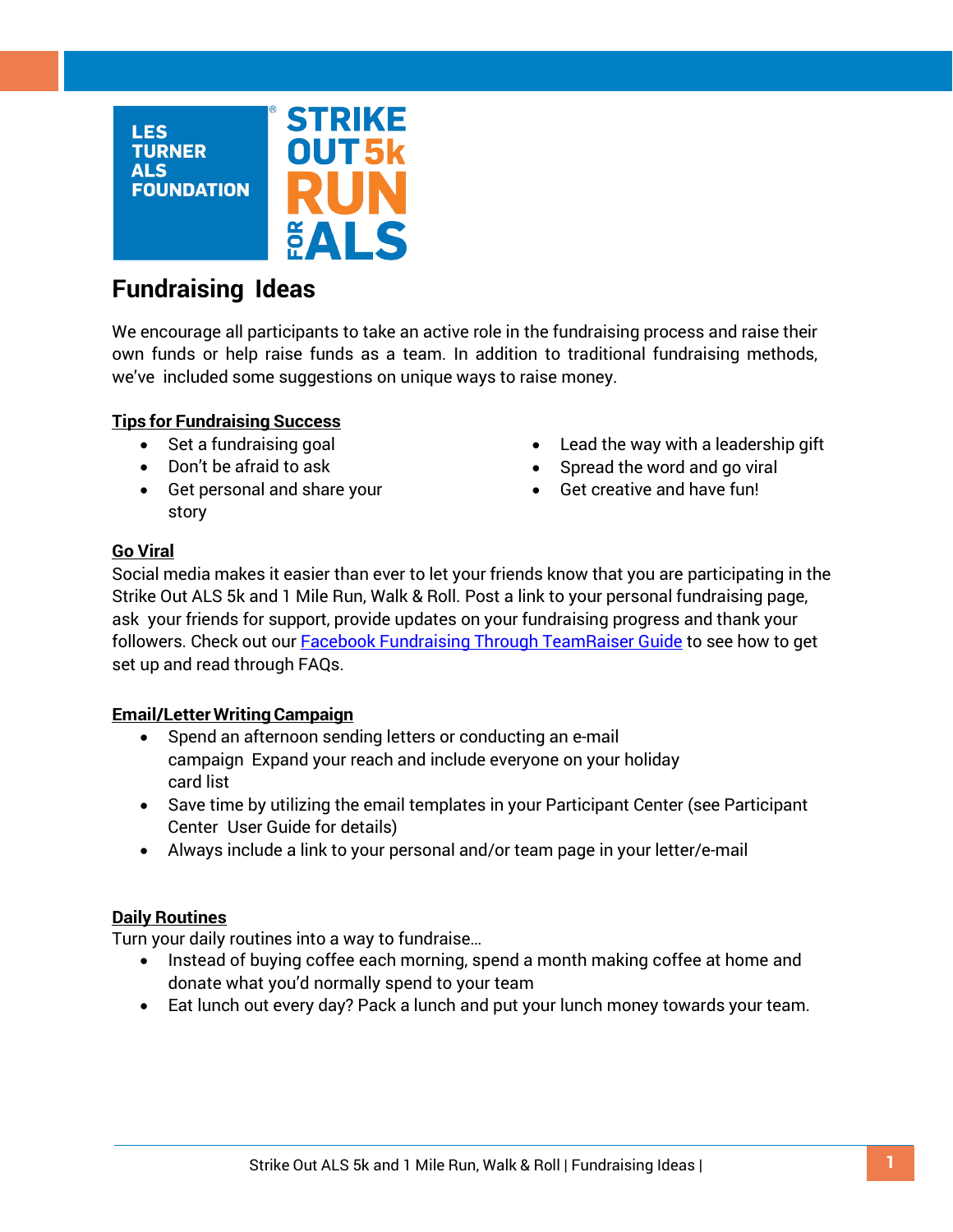LES TURNER ALS FOUNDATION

STRIKE OUT 5k RUN FOR ALS

# Fundraising Ideas

We encourage all participants to take an active role in the fundraising process and raise their own funds or help raise funds as a team. In addition to traditional fundraising methods, we've included some suggestions on unique ways to raise money.

## Tips for Fundraising Success

- Set a fundraising goal
- Don't be afraid to ask
- Get personal and share your story
- Lead the way with a leadership gift
- Spread the word and go viral
- Get creative and have fun!

## Go Viral

Social media makes it easier than ever to let your friends know that you are participating in the Strike Out ALS 5k and 1 Mile Run, Walk & Roll. Post a link to your personal fundraising page, ask your friends for support, provide updates on your fundraising progress and thank your followers. Check out our [Facebook Fundraising Through TeamRaiser Guide]() to see how to get set up and read through FAQs.

## Email/Letter Writing Campaign

- Spend an afternoon sending letters or conducting an e-mail campaign Expand your reach and include everyone on your holiday card list
- Save time by utilizing the email templates in your Participant Center (see Participant Center User Guide for details)
- Always include a link to your personal and/or team page in your letter/e-mail

## Daily Routines

Turn your daily routines into a way to fundraise…

- Instead of buying coffee each morning, spend a month making coffee at home and donate what you'd normally spend to your team
- Eat lunch out every day? Pack a lunch and put your lunch money towards your team.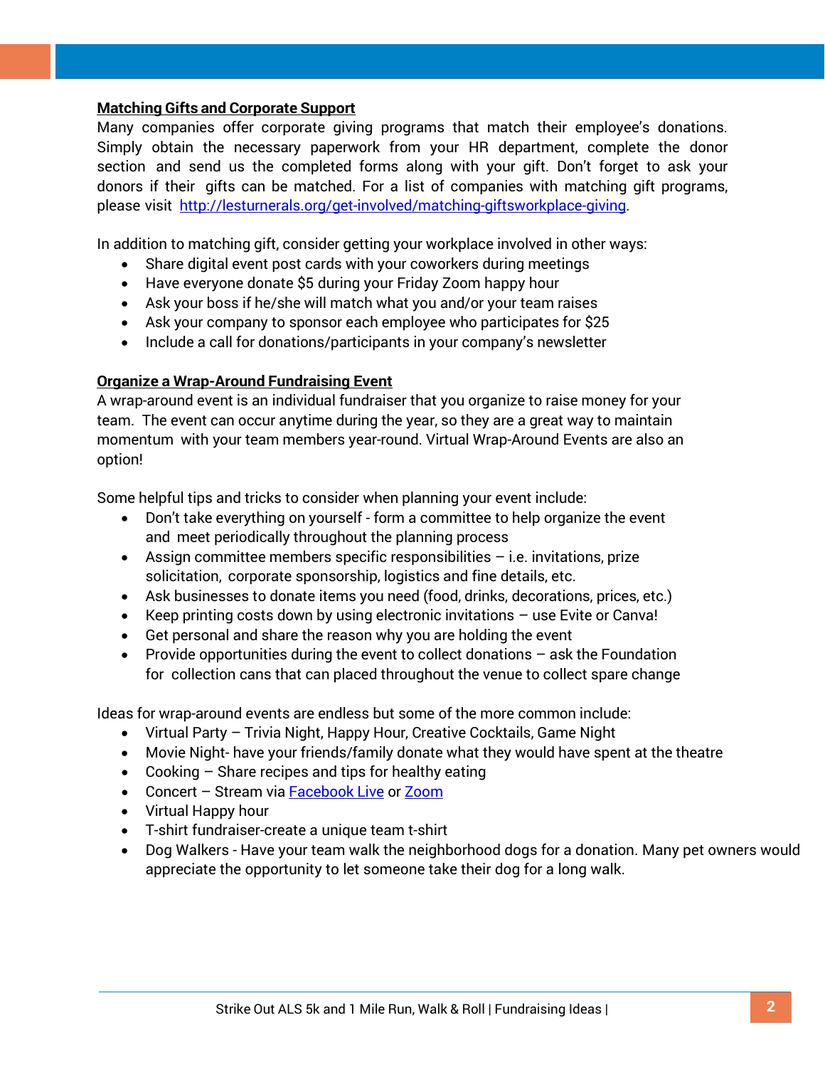**Matching Gifts and Corporate Support**

Many companies offer corporate giving programs that match their employee's donations. Simply obtain the necessary paperwork from your HR department, complete the donor section and send us the completed forms along with your gift. Don't forget to ask your donors if their gifts can be matched. For a list of companies with matching gift programs, please visit [http://lesturnerals.org/get-involved/matching-giftsworkplace-giving](http://lesturnerals.org/get-involved/matching-giftsworkplace-giving).

In addition to matching gift, consider getting your workplace involved in other ways:

- Share digital event post cards with your coworkers during meetings
- Have everyone donate $5 during your Friday Zoom happy hour
- Ask your boss if he/she will match what you and/or your team raises
- Ask your company to sponsor each employee who participates for $25
- Include a call for donations/participants in your company's newsletter

**Organize a Wrap-Around Fundraising Event**

A wrap-around event is an individual fundraiser that you organize to raise money for your team. The event can occur anytime during the year, so they are a great way to maintain momentum with your team members year-round. Virtual Wrap-Around Events are also an option!

Some helpful tips and tricks to consider when planning your event include:

- Don't take everything on yourself - form a committee to help organize the event and meet periodically throughout the planning process
- Assign committee members specific responsibilities – i.e. invitations, prize solicitation, corporate sponsorship, logistics and fine details, etc.
- Ask businesses to donate items you need (food, drinks, decorations, prices, etc.)
- Keep printing costs down by using electronic invitations – use Evite or Canva!
- Get personal and share the reason why you are holding the event
- Provide opportunities during the event to collect donations – ask the Foundation for collection cans that can placed throughout the venue to collect spare change

Ideas for wrap-around events are endless but some of the more common include:

- Virtual Party – Trivia Night, Happy Hour, Creative Cocktails, Game Night
- Movie Night- have your friends/family donate what they would have spent at the theatre
- Cooking – Share recipes and tips for healthy eating
- Concert – Stream via Facebook Live or Zoom
- Virtual Happy hour
- T-shirt fundraiser-create a unique team t-shirt
- Dog Walkers - Have your team walk the neighborhood dogs for a donation. Many pet owners would appreciate the opportunity to let someone take their dog for a long walk.